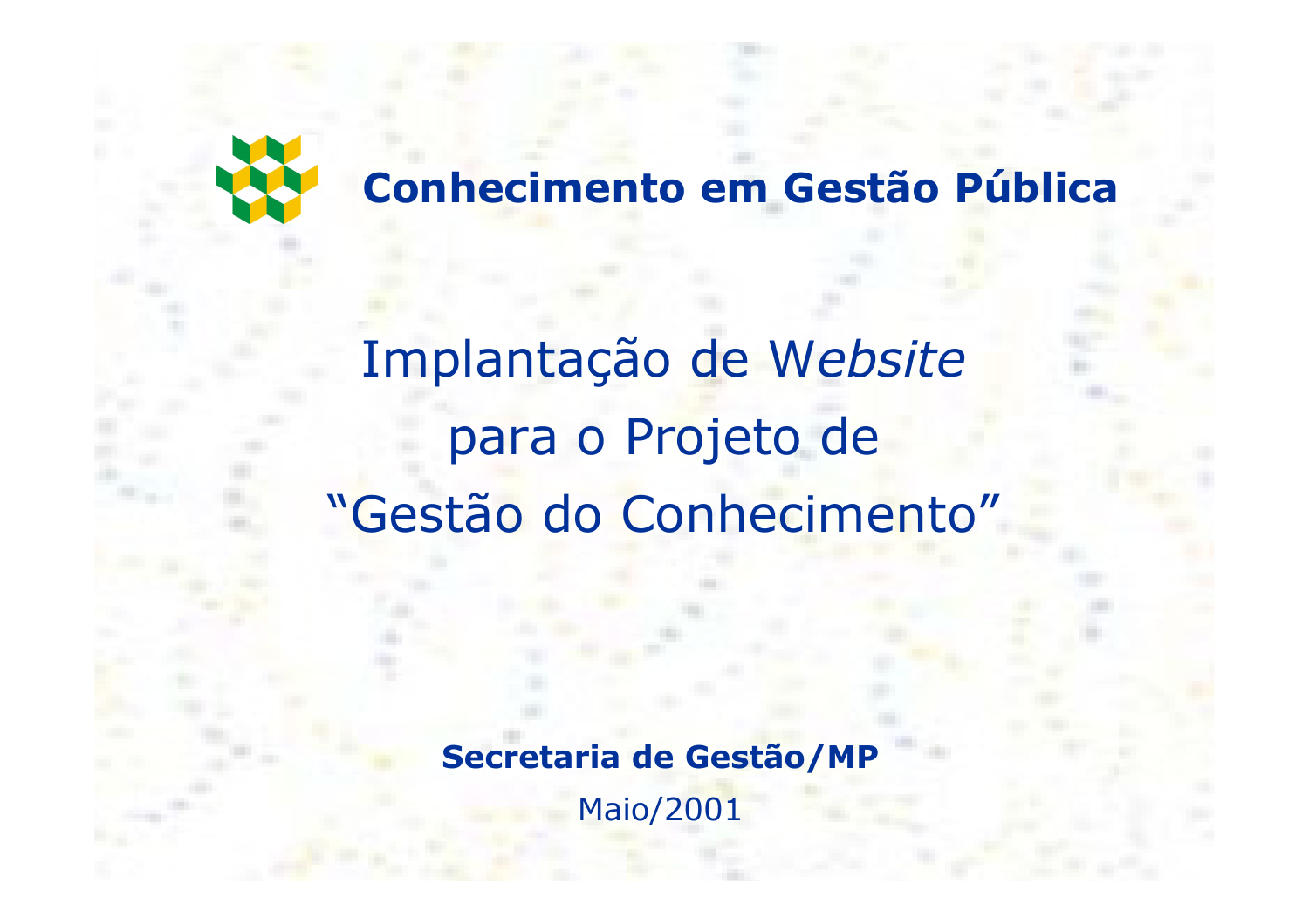**Conhecimento em Gestão Pública**

# Implantação de W*ebsite* para o Projeto de "Gestão do Conhecimento"

**Secretaria de Gestão/MP**

Maio/2001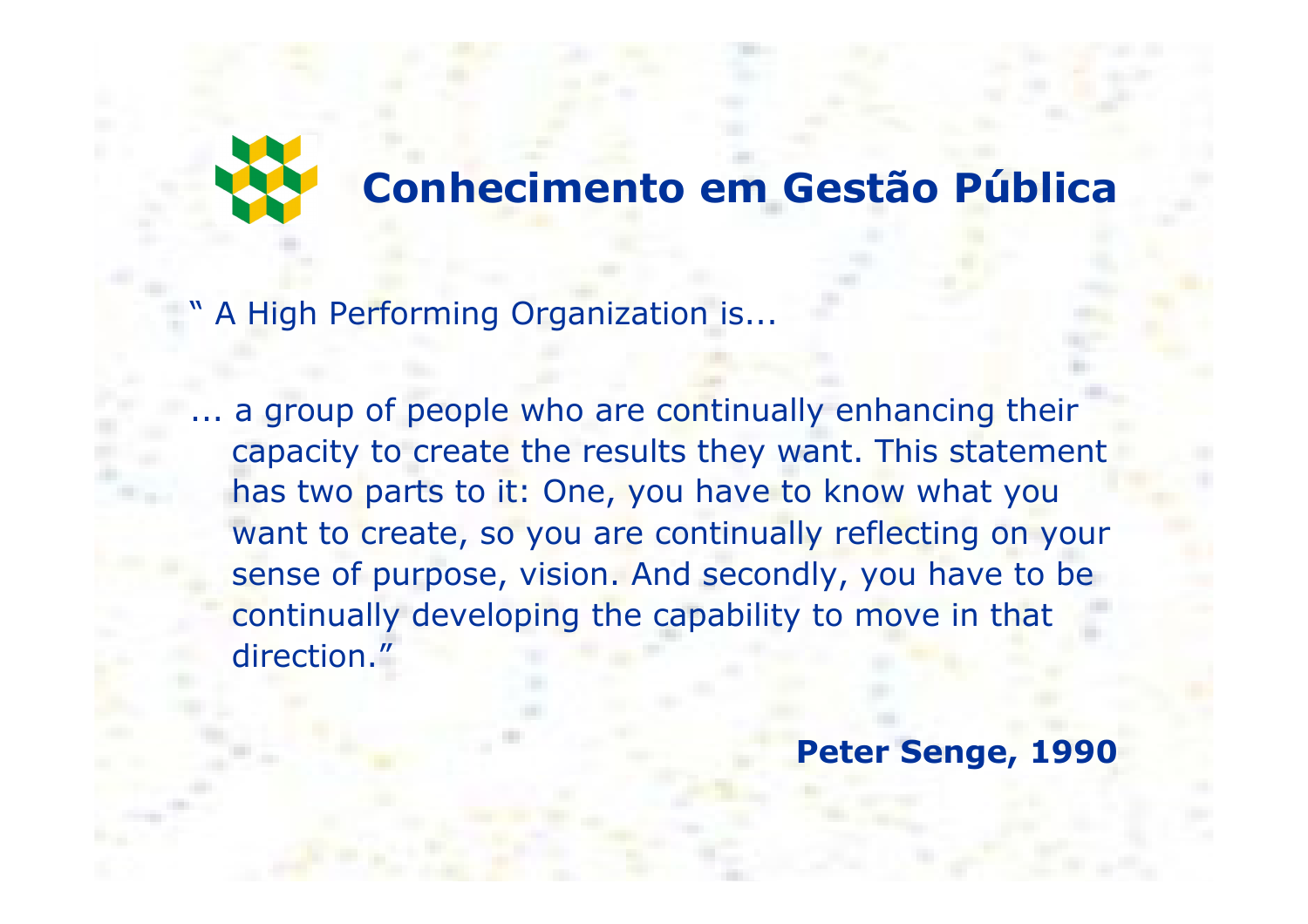# Conhecimento em Gestão Pública

" A High Performing Organization is...

... a group of people who are continually enhancing their capacity to create the results they want. This statement has two parts to it: One, you have to know what you want to create, so you are continually reflecting on your sense of purpose, vision. And secondly, you have to be continually developing the capability to move in that direction."

**Peter Senge, 1990**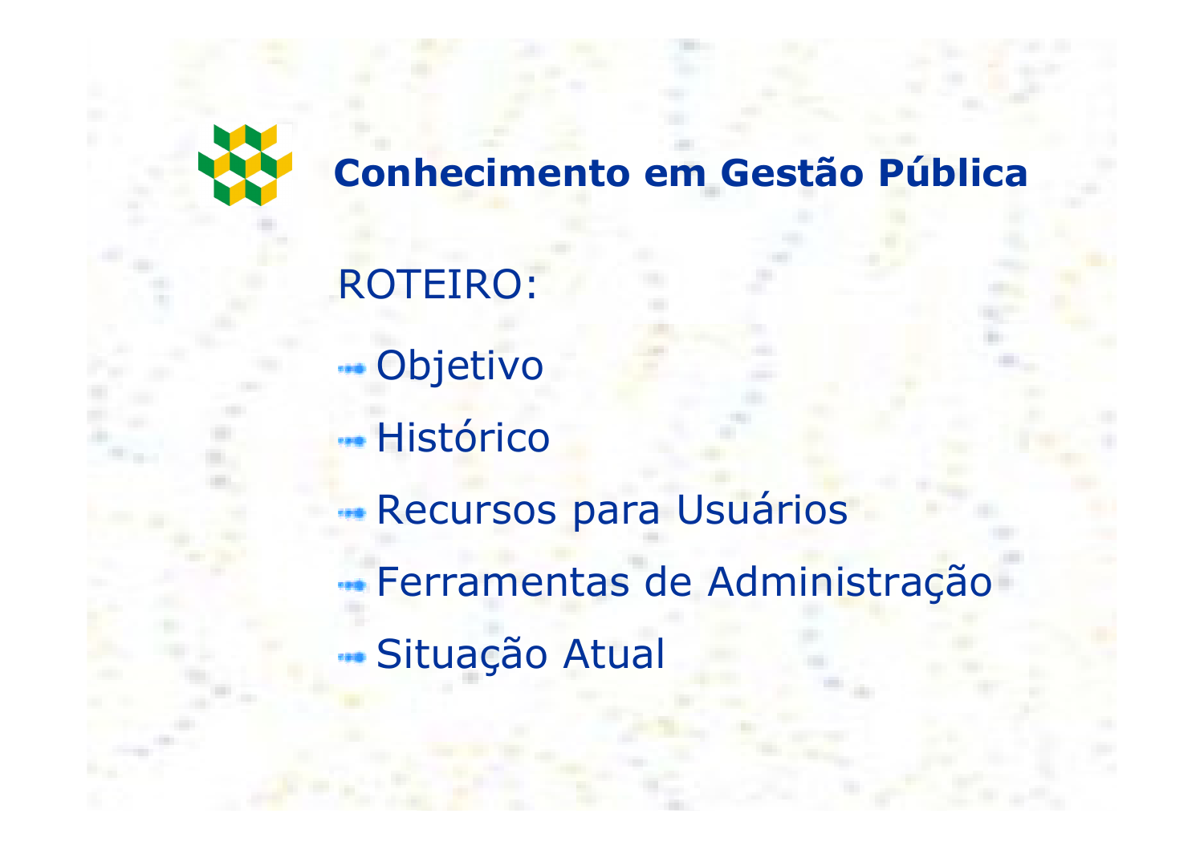# Conhecimento em Gestão Pública

ROTEIRO:

- Objetivo
- Histórico
- Recursos para Usuários
- Ferramentas de Administração
- Situação Atual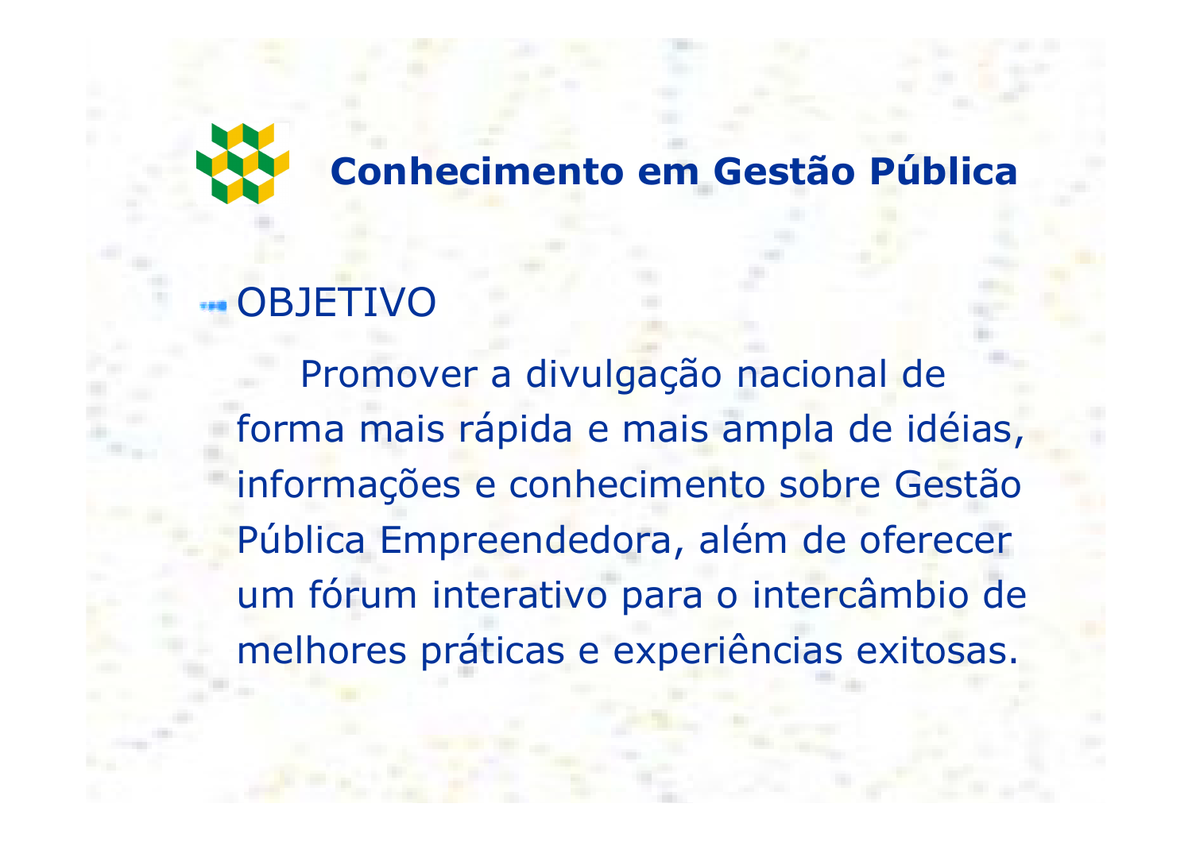# Conhecimento em Gestão Pública

- OBJETIVO

Promover a divulgação nacional de forma mais rápida e mais ampla de idéias, informações e conhecimento sobre Gestão Pública Empreendedora, além de oferecer um fórum interativo para o intercâmbio de melhores práticas e experiências exitosas.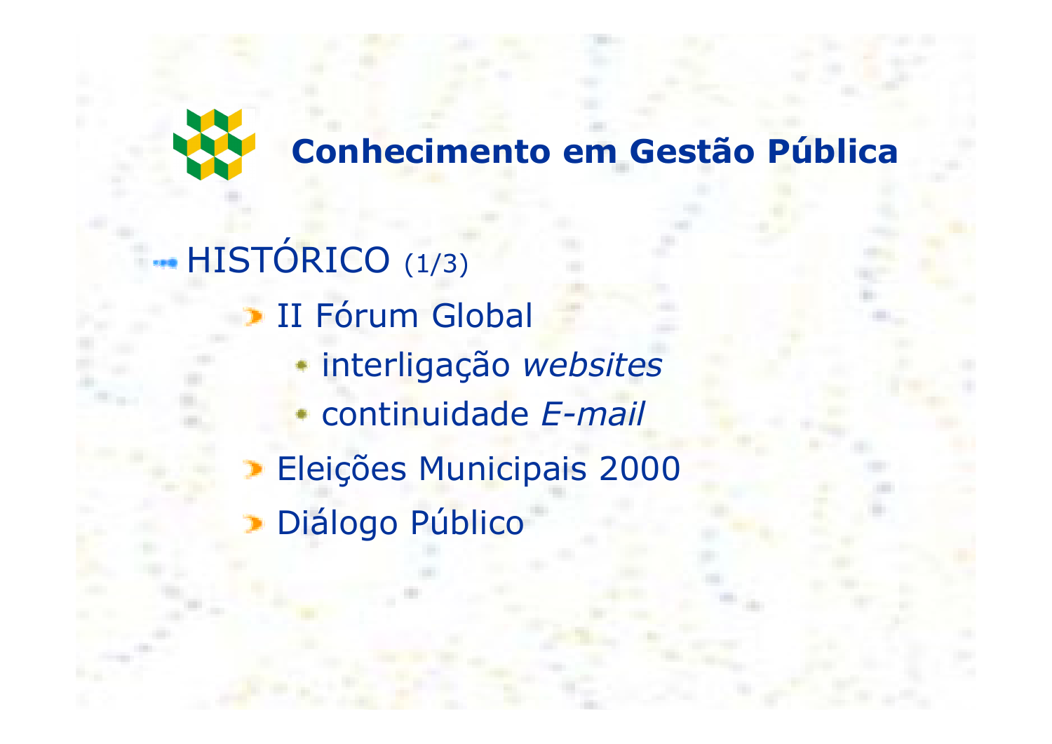# Conhecimento em Gestão Pública

- HISTÓRICO (1/3)
  - II Fórum Global
    - interligação *websites*
    - continuidade *E-mail*
  - Eleições Municipais 2000
  - Diálogo Público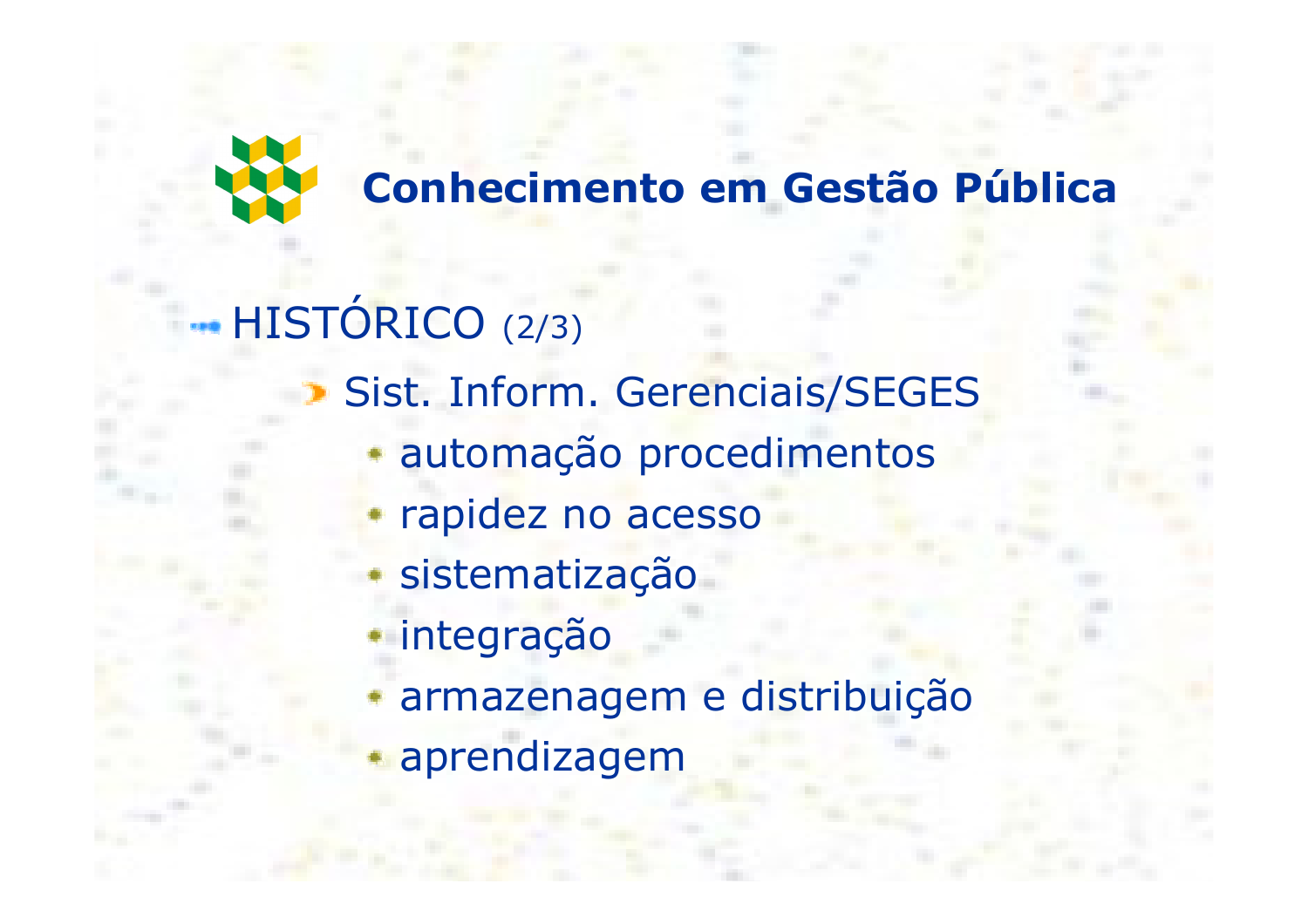# Conhecimento em Gestão Pública

## HISTÓRICO (2/3)

- Sist. Inform. Gerenciais/SEGES
  - automação procedimentos
  - rapidez no acesso
  - sistematização
  - integração
  - armazenagem e distribuição
  - aprendizagem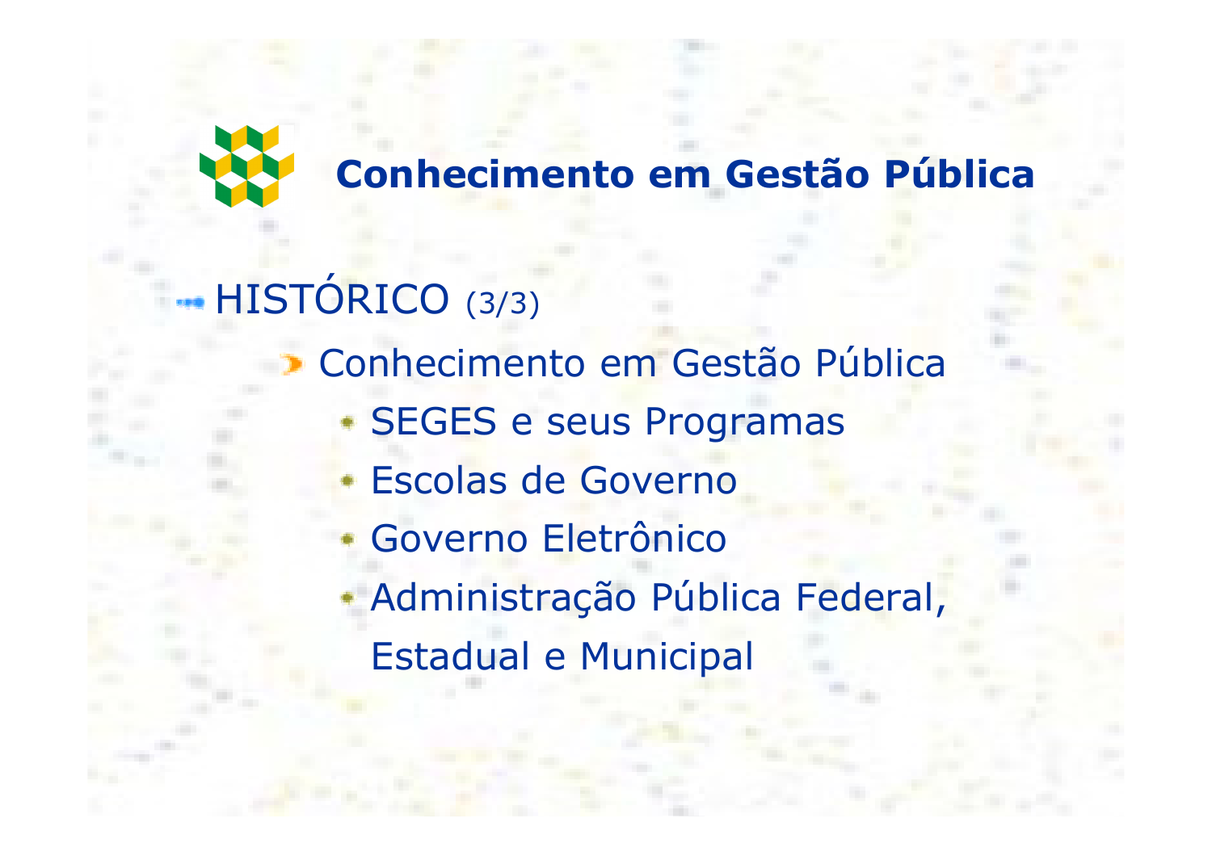# Conhecimento em Gestão Pública

- HISTÓRICO (3/3)
  - Conhecimento em Gestão Pública
    - SEGES e seus Programas
    - Escolas de Governo
    - Governo Eletrônico
    - Administração Pública Federal, Estadual e Municipal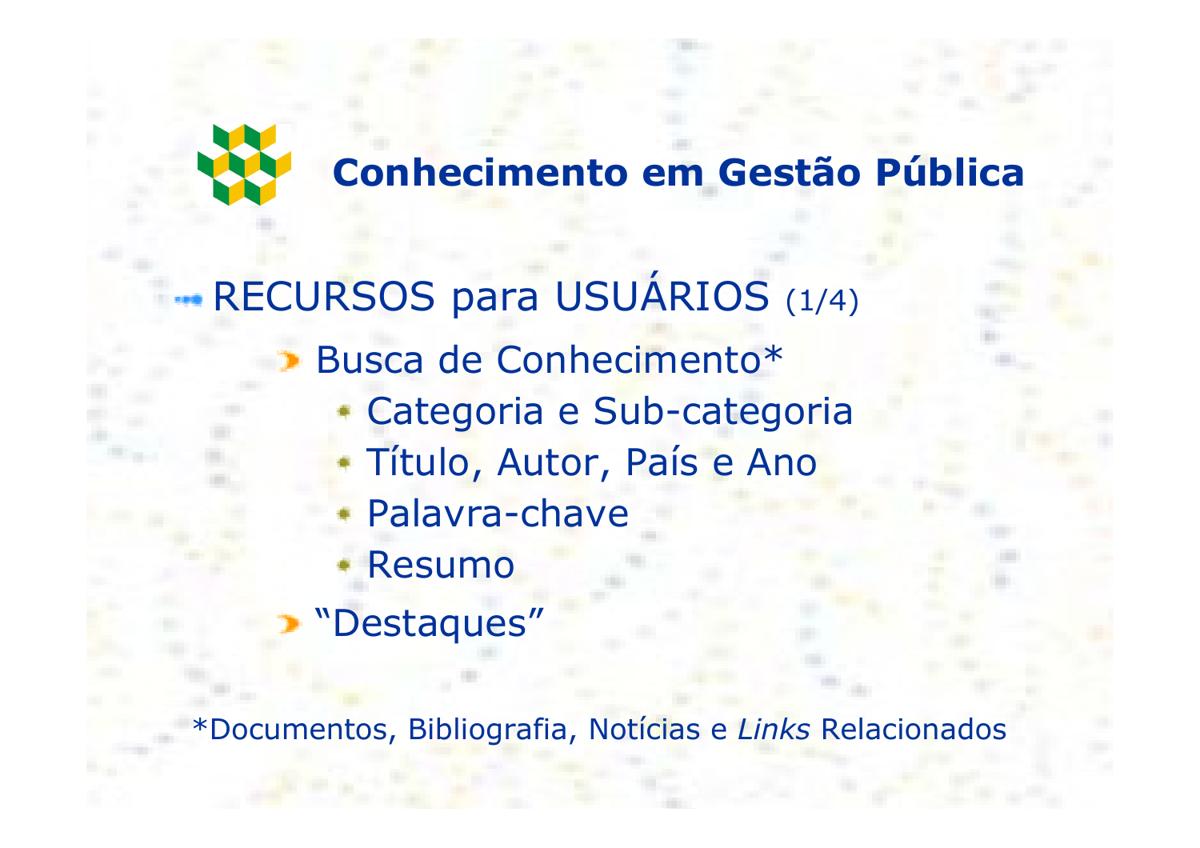# Conhecimento em Gestão Pública

## RECURSOS para USUÁRIOS (1/4)

- Busca de Conhecimento*
  - Categoria e Sub-categoria
  - Título, Autor, País e Ano
  - Palavra-chave
  - Resumo
- "Destaques"

*Documentos, Bibliografia, Notícias e *Links* Relacionados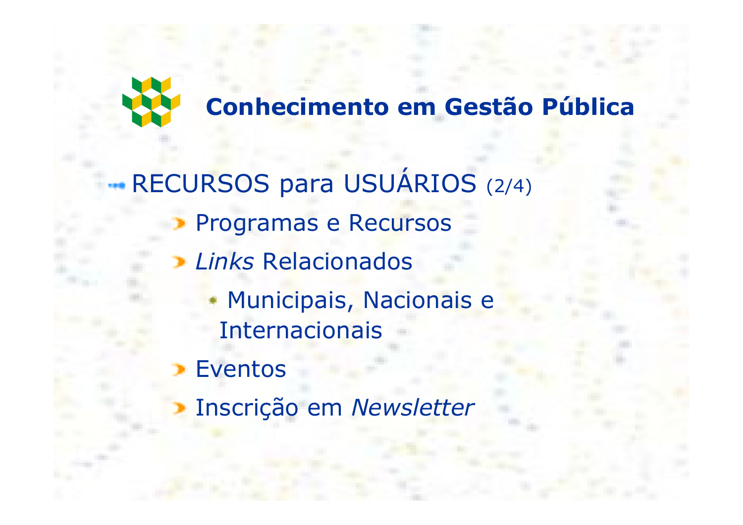# Conhecimento em Gestão Pública

- RECURSOS para USUÁRIOS (2/4)
  - Programas e Recursos
  - *Links* Relacionados
    - Municipais, Nacionais e Internacionais
  - Eventos
  - Inscrição em *Newsletter*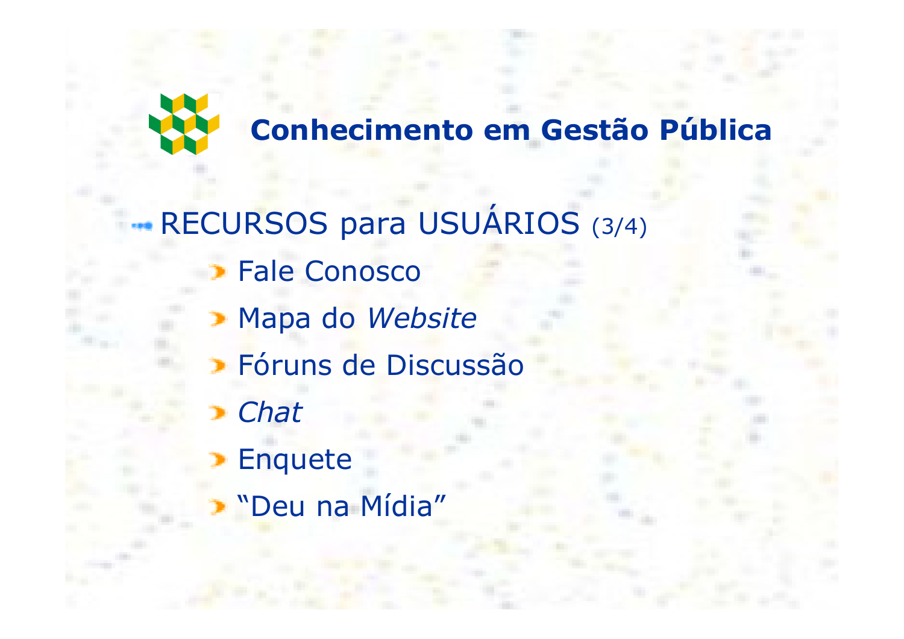# Conhecimento em Gestão Pública

## RECURSOS para USUÁRIOS (3/4)

- Fale Conosco
- Mapa do *Website*
- Fóruns de Discussão
- *Chat*
- Enquete
- "Deu na Mídia"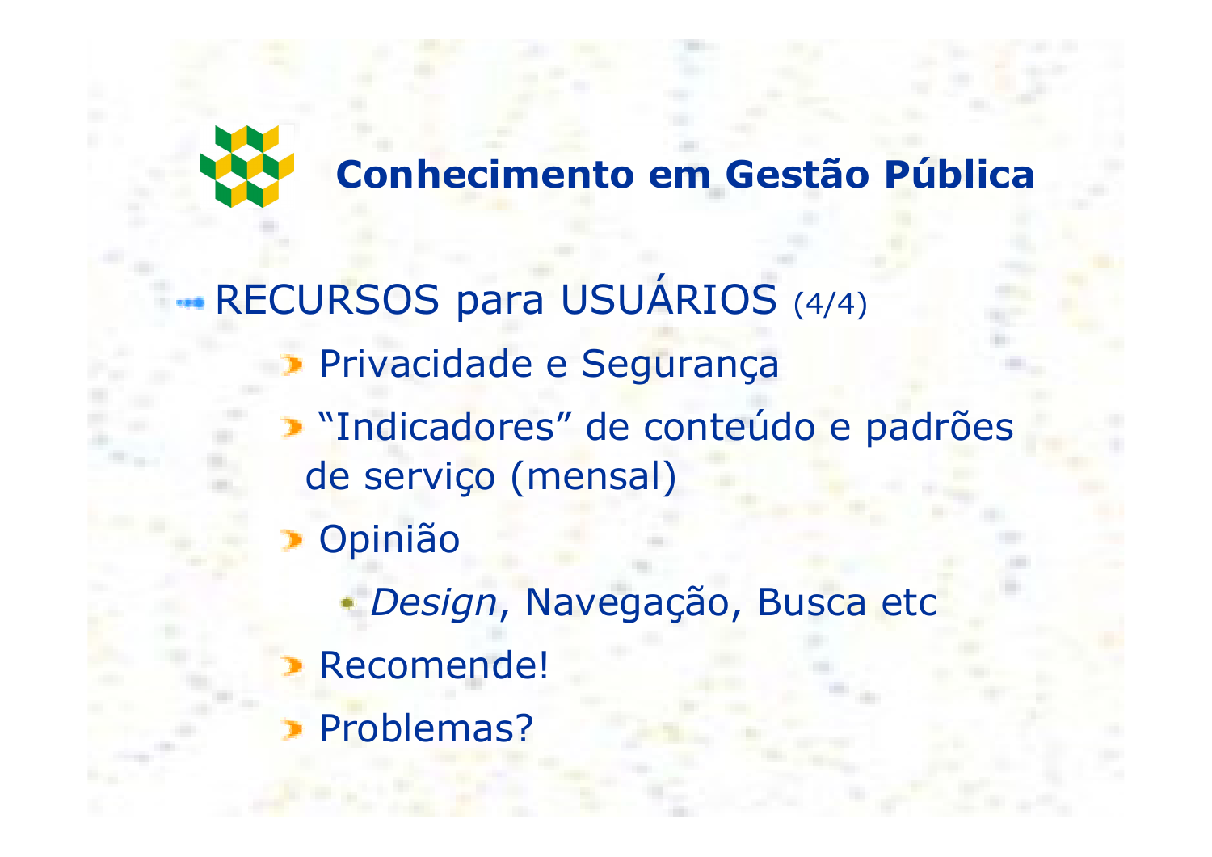# Conhecimento em Gestão Pública

- RECURSOS para USUÁRIOS (4/4)
  - Privacidade e Segurança
  - "Indicadores" de conteúdo e padrões de serviço (mensal)
  - Opinião
    - *Design*, Navegação, Busca etc
  - Recomende!
  - Problemas?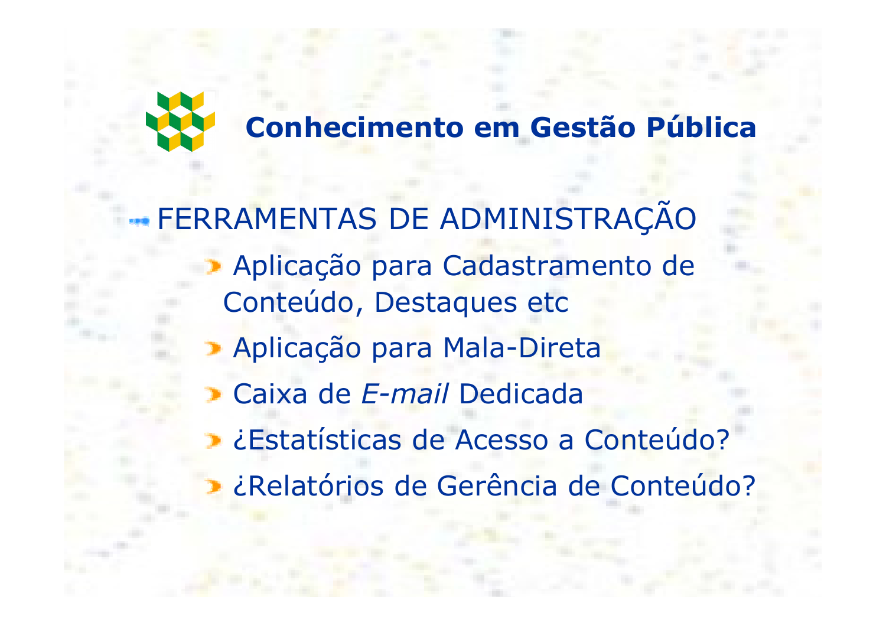# Conhecimento em Gestão Pública

- FERRAMENTAS DE ADMINISTRAÇÃO
  - Aplicação para Cadastramento de Conteúdo, Destaques etc
  - Aplicação para Mala-Direta
  - Caixa de *E-mail* Dedicada
  - ¿Estatísticas de Acesso a Conteúdo?
  - ¿Relatórios de Gerência de Conteúdo?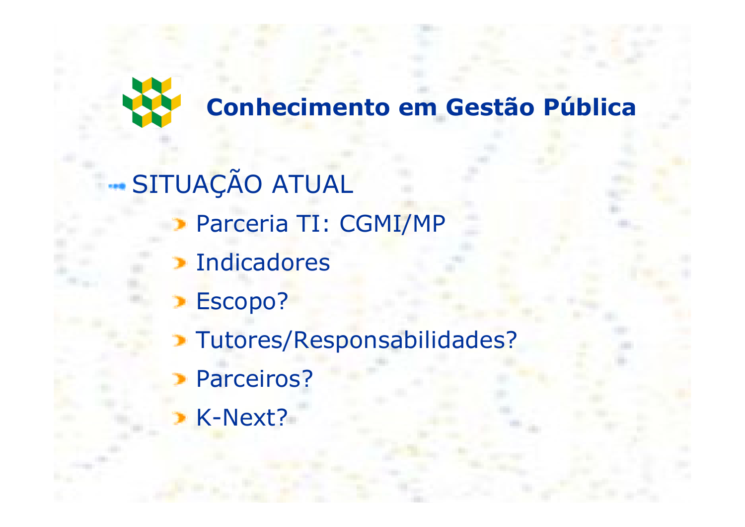# Conhecimento em Gestão Pública

## SITUAÇÃO ATUAL

- Parceria TI: CGMI/MP
- Indicadores
- Escopo?
- Tutores/Responsabilidades?
- Parceiros?
- K-Next?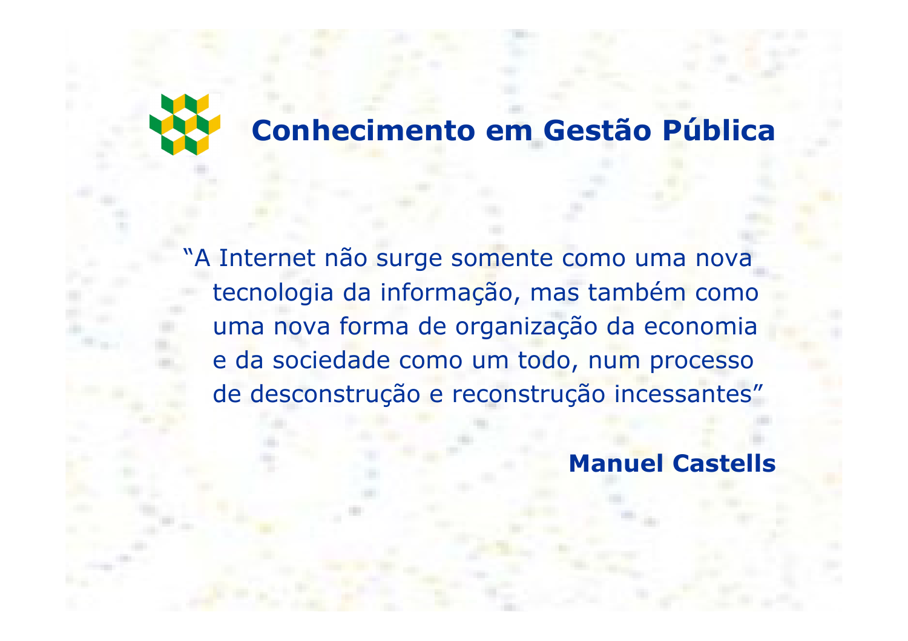## Conhecimento em Gestão Pública

"A Internet não surge somente como uma nova tecnologia da informação, mas também como uma nova forma de organização da economia e da sociedade como um todo, num processo de desconstrução e reconstrução incessantes"

**Manuel Castells**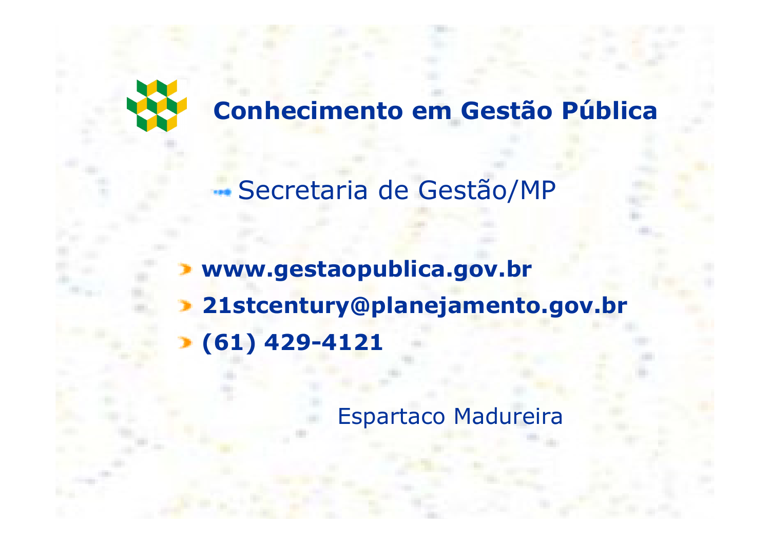# Conhecimento em Gestão Pública

Secretaria de Gestão/MP

- **www.gestaopublica.gov.br**
- **21stcentury@planejamento.gov.br**
- **(61) 429-4121**

Espartaco Madureira